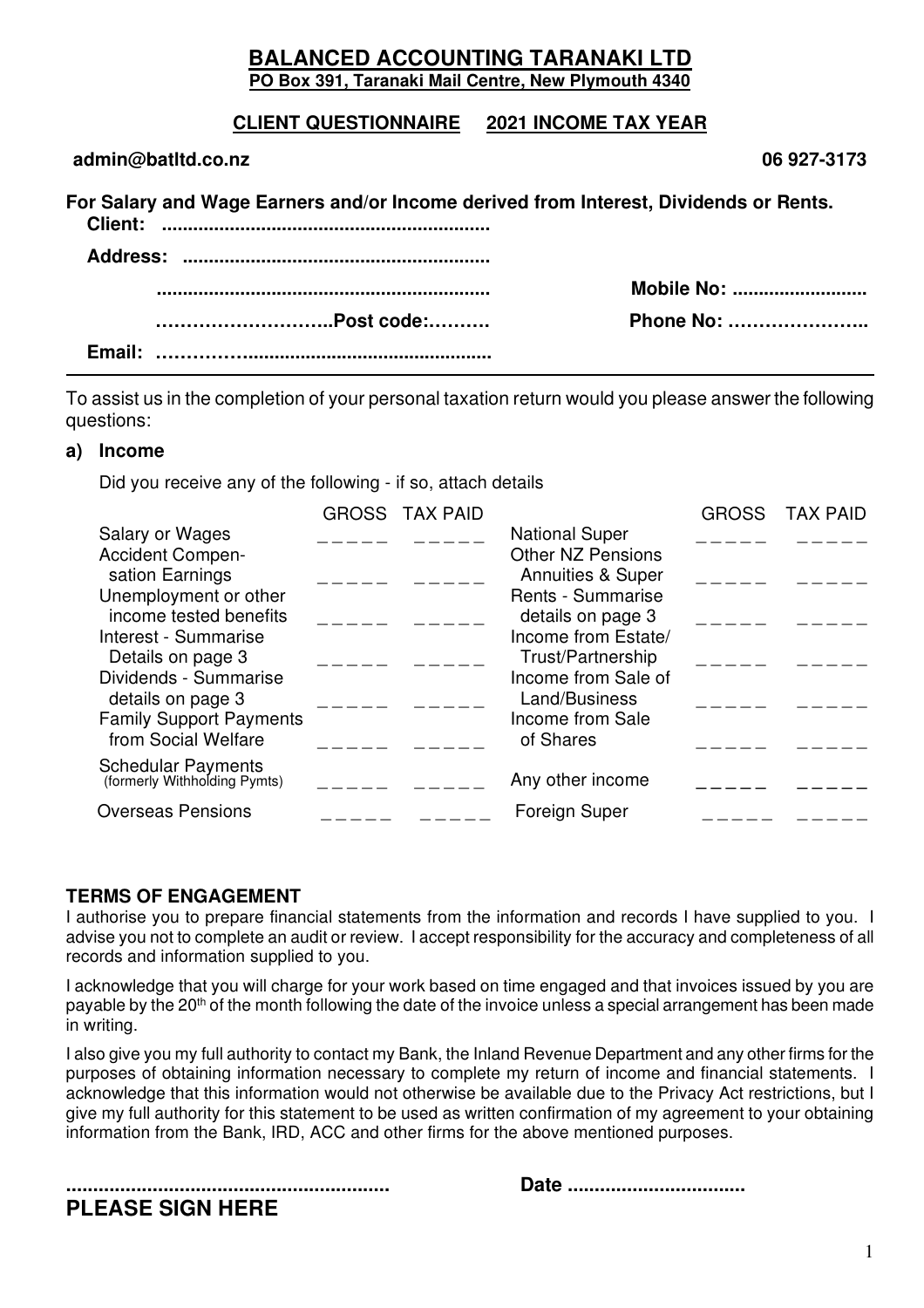# BALANCED ACCOUNTING TARANAKI LTD

**PO Box 391, Taranaki Mail Centre, New Plymouth 4340**

**CLIENT QUESTIONNAIRE 2021 INCOME TAX YEAR**

**admin@batltd.co.nz** **06 927-3173**

**For Salary and Wage Earners and/or Income derived from Interest, Dividends or Rents.**

**Client:** ..............................................................

**Address:** ..........................................................

................................................................ **Mobile No:** .........................

………………………..**Post code:**………. **Phone No:** …………………..

**Email:** …………….............................................

---

To assist us in the completion of your personal taxation return would you please answer the following questions:

**a) Income**

Did you receive any of the following - if so, attach details

| | GROSS | TAX PAID | | GROSS | TAX PAID |
|---|---|---|---|---|---|
| Salary or Wages | _ _ _ _ _ | _ _ _ _ _ | National Super | _ _ _ _ _ | _ _ _ _ _ |
| Accident Compensation Earnings | _ _ _ _ _ | _ _ _ _ _ | Other NZ Pensions Annuities & Super | _ _ _ _ _ | _ _ _ _ _ |
| Unemployment or other income tested benefits | _ _ _ _ _ | _ _ _ _ _ | Rents - Summarise details on page 3 | _ _ _ _ _ | _ _ _ _ _ |
| Interest - Summarise Details on page 3 | _ _ _ _ _ | _ _ _ _ _ | Income from Estate/ Trust/Partnership | _ _ _ _ _ | _ _ _ _ _ |
| Dividends - Summarise details on page 3 | _ _ _ _ _ | _ _ _ _ _ | Income from Sale of Land/Business | _ _ _ _ _ | _ _ _ _ _ |
| Family Support Payments from Social Welfare | _ _ _ _ _ | _ _ _ _ _ | Income from Sale of Shares | _ _ _ _ _ | _ _ _ _ _ |
| Schedular Payments (formerly Withholding Pymts) | _ _ _ _ _ | _ _ _ _ _ | Any other income | _ _ _ _ _ | _ _ _ _ _ |
| Overseas Pensions | _ _ _ _ _ | _ _ _ _ _ | Foreign Super | _ _ _ _ _ | _ _ _ _ _ |

**TERMS OF ENGAGEMENT**

I authorise you to prepare financial statements from the information and records I have supplied to you. I advise you not to complete an audit or review. I accept responsibility for the accuracy and completeness of all records and information supplied to you.

I acknowledge that you will charge for your work based on time engaged and that invoices issued by you are payable by the 20th of the month following the date of the invoice unless a special arrangement has been made in writing.

I also give you my full authority to contact my Bank, the Inland Revenue Department and any other firms for the purposes of obtaining information necessary to complete my return of income and financial statements. I acknowledge that this information would not otherwise be available due to the Privacy Act restrictions, but I give my full authority for this statement to be used as written confirmation of my agreement to your obtaining information from the Bank, IRD, ACC and other firms for the above mentioned purposes.

.......................................................... **Date** ................................

**PLEASE SIGN HERE**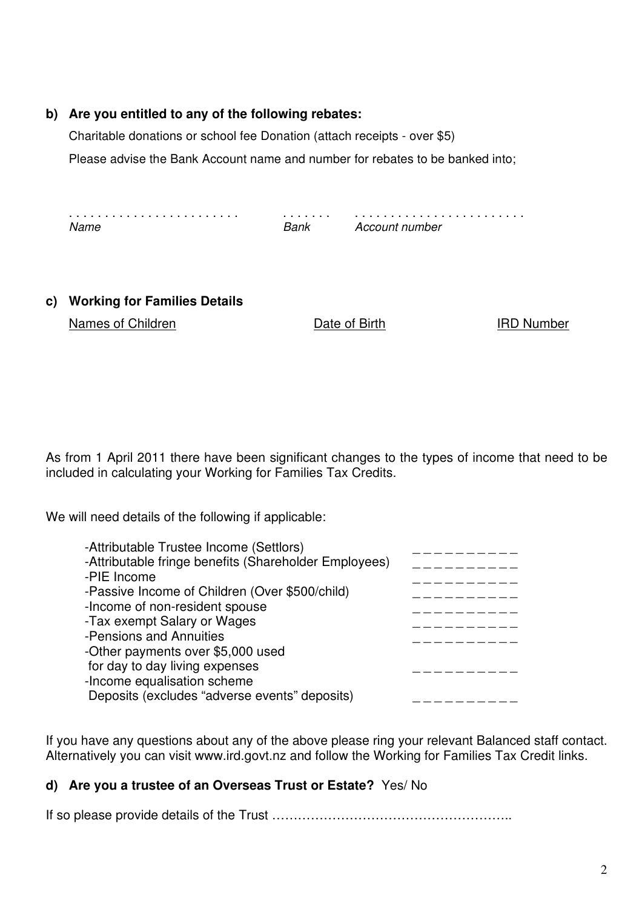**b) Are you entitled to any of the following rebates:**

Charitable donations or school fee Donation (attach receipts - over $5)

Please advise the Bank Account name and number for rebates to be banked into;

| . . . . . . . . . . . . . . . . . . . . . . . . . | . . . . . . . | . . . . . . . . . . . . . . . . . . . . . . . . . |
|---|---|---|
| *Name* | *Bank* | *Account number* |

**c) Working for Families Details**

| Names of Children | Date of Birth | IRD Number |
|---|---|---|

As from 1 April 2011 there have been significant changes to the types of income that need to be included in calculating your Working for Families Tax Credits.

We will need details of the following if applicable:

| | |
|---|---|
| -Attributable Trustee Income (Settlors) | _ _ _ _ _ _ _ _ _ _ |
| -Attributable fringe benefits (Shareholder Employees) | _ _ _ _ _ _ _ _ _ _ |
| -PIE Income | _ _ _ _ _ _ _ _ _ _ |
| -Passive Income of Children (Over $500/child) | _ _ _ _ _ _ _ _ _ _ |
| -Income of non-resident spouse | _ _ _ _ _ _ _ _ _ _ |
| -Tax exempt Salary or Wages | _ _ _ _ _ _ _ _ _ _ |
| -Pensions and Annuities | _ _ _ _ _ _ _ _ _ _ |
| -Other payments over $5,000 used for day to day living expenses | _ _ _ _ _ _ _ _ _ _ |
| -Income equalisation scheme Deposits (excludes "adverse events" deposits) | _ _ _ _ _ _ _ _ _ _ |

If you have any questions about any of the above please ring your relevant Balanced staff contact. Alternatively you can visit www.ird.govt.nz and follow the Working for Families Tax Credit links.

**d) Are you a trustee of an Overseas Trust or Estate?** Yes/ No

If so please provide details of the Trust ………………………………………………..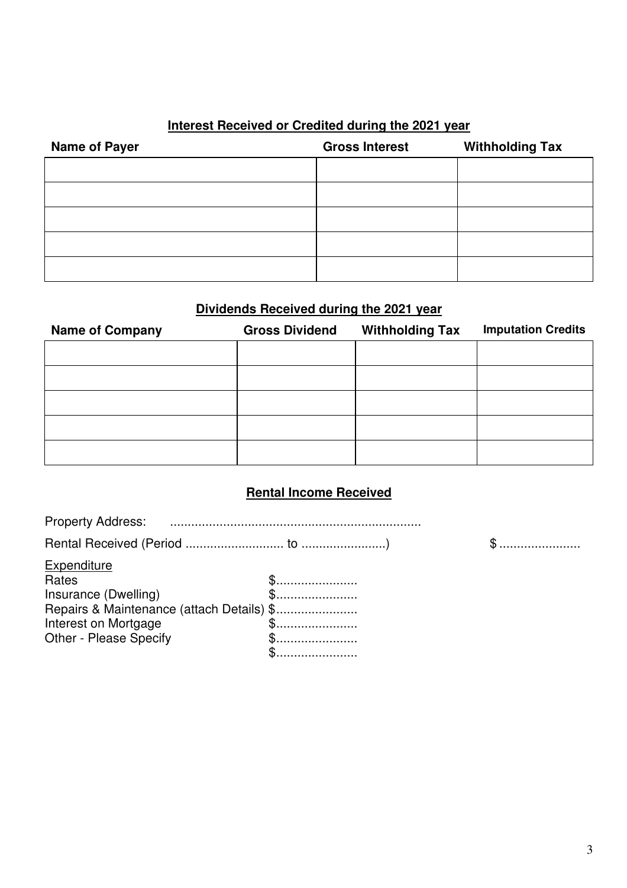**Interest Received or Credited during the 2021 year**

| Name of Payer | Gross Interest | Withholding Tax |
|---|---|---|
| | | |
| | | |
| | | |
| | | |
| | | |

**Dividends Received during the 2021 year**

| Name of Company | Gross Dividend | Withholding Tax | Imputation Credits |
|---|---|---|---|
| | | | |
| | | | |
| | | | |
| | | | |
| | | | |

**Rental Income Received**

Property Address: ......................................................................

Rental Received (Period ............................ to ........................) $.......................

Expenditure

Rates $.......................

Insurance (Dwelling) $.......................

Repairs & Maintenance (attach Details) $.......................

Interest on Mortgage $.......................

Other - Please Specify $.......................

$.......................